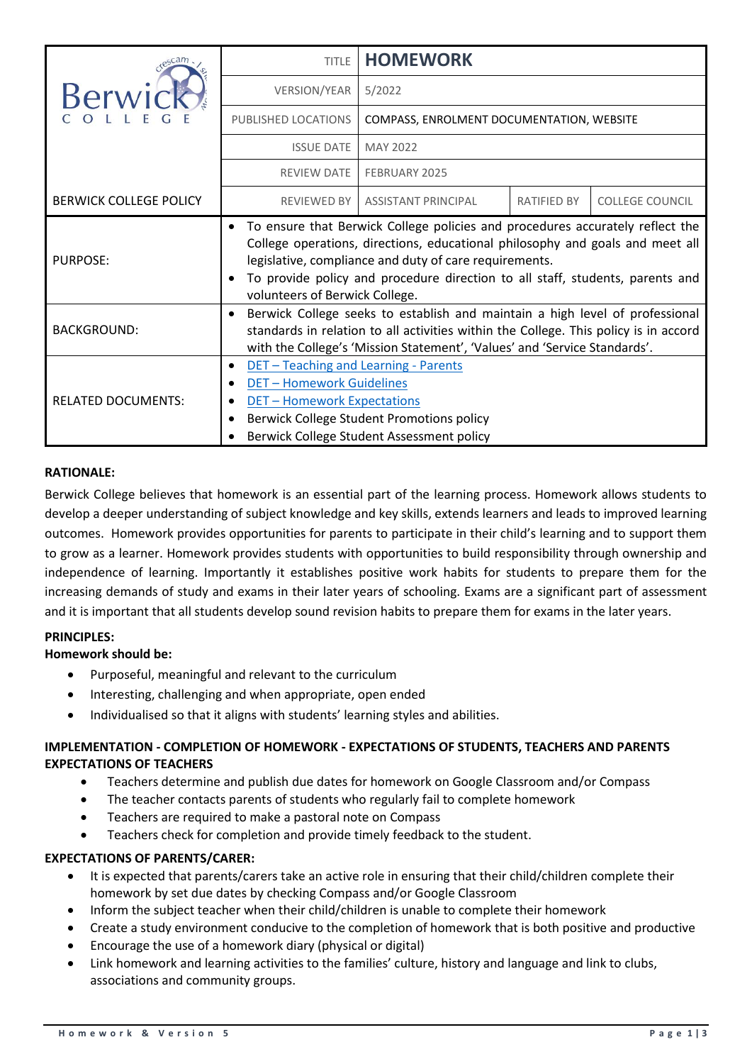| Berwick College | TITLE | **HOMEWORK** | | |
|---|---|---|---|---|
| | VERSION/YEAR | 5/2022 | | |
| | PUBLISHED LOCATIONS | COMPASS, ENROLMENT DOCUMENTATION, WEBSITE | | |
| | ISSUE DATE | MAY 2022 | | |
| | REVIEW DATE | FEBRUARY 2025 | | |
| BERWICK COLLEGE POLICY | REVIEWED BY | ASSISTANT PRINCIPAL | RATIFIED BY | COLLEGE COUNCIL |
| PURPOSE: | • To ensure that Berwick College policies and procedures accurately reflect the College operations, directions, educational philosophy and goals and meet all legislative, compliance and duty of care requirements. • To provide policy and procedure direction to all staff, students, parents and volunteers of Berwick College. | | | |
| BACKGROUND: | • Berwick College seeks to establish and maintain a high level of professional standards in relation to all activities within the College. This policy is in accord with the College's 'Mission Statement', 'Values' and 'Service Standards'. | | | |
| RELATED DOCUMENTS: | • DET – Teaching and Learning - Parents • DET – Homework Guidelines • DET – Homework Expectations • Berwick College Student Promotions policy • Berwick College Student Assessment policy | | | |

**RATIONALE:**

Berwick College believes that homework is an essential part of the learning process. Homework allows students to develop a deeper understanding of subject knowledge and key skills, extends learners and leads to improved learning outcomes. Homework provides opportunities for parents to participate in their child's learning and to support them to grow as a learner. Homework provides students with opportunities to build responsibility through ownership and independence of learning. Importantly it establishes positive work habits for students to prepare them for the increasing demands of study and exams in their later years of schooling. Exams are a significant part of assessment and it is important that all students develop sound revision habits to prepare them for exams in the later years.

**PRINCIPLES:**

**Homework should be:**

- Purposeful, meaningful and relevant to the curriculum
- Interesting, challenging and when appropriate, open ended
- Individualised so that it aligns with students' learning styles and abilities.

**IMPLEMENTATION - COMPLETION OF HOMEWORK - EXPECTATIONS OF STUDENTS, TEACHERS AND PARENTS**

**EXPECTATIONS OF TEACHERS**

- Teachers determine and publish due dates for homework on Google Classroom and/or Compass
- The teacher contacts parents of students who regularly fail to complete homework
- Teachers are required to make a pastoral note on Compass
- Teachers check for completion and provide timely feedback to the student.

**EXPECTATIONS OF PARENTS/CARER:**

- It is expected that parents/carers take an active role in ensuring that their child/children complete their homework by set due dates by checking Compass and/or Google Classroom
- Inform the subject teacher when their child/children is unable to complete their homework
- Create a study environment conducive to the completion of homework that is both positive and productive
- Encourage the use of a homework diary (physical or digital)
- Link homework and learning activities to the families' culture, history and language and link to clubs, associations and community groups.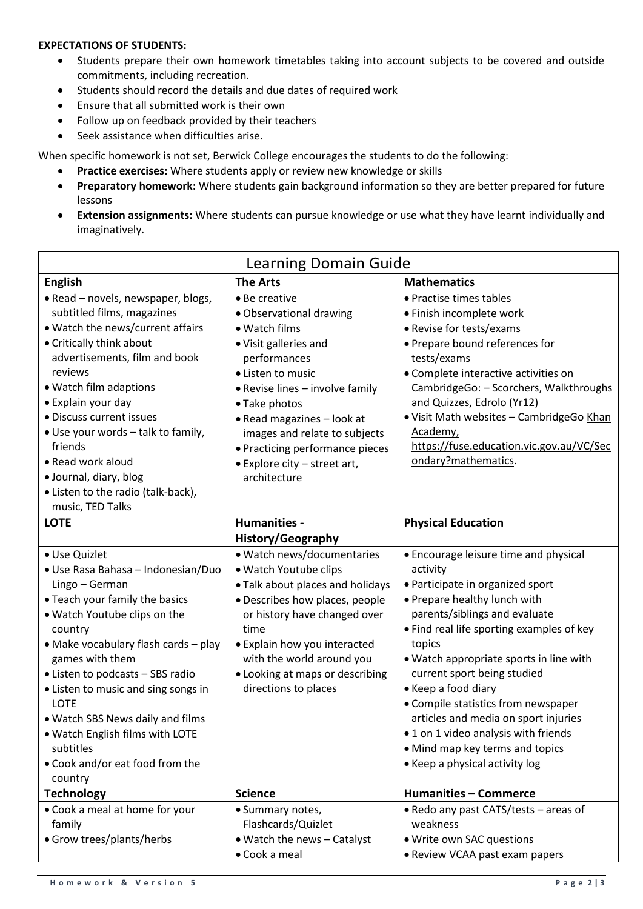**EXPECTATIONS OF STUDENTS:**

- Students prepare their own homework timetables taking into account subjects to be covered and outside commitments, including recreation.
- Students should record the details and due dates of required work
- Ensure that all submitted work is their own
- Follow up on feedback provided by their teachers
- Seek assistance when difficulties arise.

When specific homework is not set, Berwick College encourages the students to do the following:

- **Practice exercises:** Where students apply or review new knowledge or skills
- **Preparatory homework:** Where students gain background information so they are better prepared for future lessons
- **Extension assignments:** Where students can pursue knowledge or use what they have learnt individually and imaginatively.

| Learning Domain Guide | | |
|---|---|---|
| **English** | **The Arts** | **Mathematics** |
| • Read – novels, newspaper, blogs, subtitled films, magazines<br>• Watch the news/current affairs<br>• Critically think about advertisements, film and book reviews<br>• Watch film adaptions<br>• Explain your day<br>• Discuss current issues<br>• Use your words – talk to family, friends<br>• Read work aloud<br>• Journal, diary, blog<br>• Listen to the radio (talk-back), music, TED Talks | • Be creative<br>• Observational drawing<br>• Watch films<br>• Visit galleries and performances<br>• Listen to music<br>• Revise lines – involve family<br>• Take photos<br>• Read magazines – look at images and relate to subjects<br>• Practicing performance pieces<br>• Explore city – street art, architecture | • Practise times tables<br>• Finish incomplete work<br>• Revise for tests/exams<br>• Prepare bound references for tests/exams<br>• Complete interactive activities on CambridgeGo: – Scorchers, Walkthroughs and Quizzes, Edrolo (Yr12)<br>• Visit Math websites – CambridgeGo Khan Academy, https://fuse.education.vic.gov.au/VC/Secondary?mathematics. |
| **LOTE** | **Humanities - History/Geography** | **Physical Education** |
| • Use Quizlet<br>• Use Rasa Bahasa – Indonesian/Duo Lingo – German<br>• Teach your family the basics<br>• Watch Youtube clips on the country<br>• Make vocabulary flash cards – play games with them<br>• Listen to podcasts – SBS radio<br>• Listen to music and sing songs in LOTE<br>• Watch SBS News daily and films<br>• Watch English films with LOTE subtitles<br>• Cook and/or eat food from the country | • Watch news/documentaries<br>• Watch Youtube clips<br>• Talk about places and holidays<br>• Describes how places, people or history have changed over time<br>• Explain how you interacted with the world around you<br>• Looking at maps or describing directions to places | • Encourage leisure time and physical activity<br>• Participate in organized sport<br>• Prepare healthy lunch with parents/siblings and evaluate<br>• Find real life sporting examples of key topics<br>• Watch appropriate sports in line with current sport being studied<br>• Keep a food diary<br>• Compile statistics from newspaper articles and media on sport injuries<br>• 1 on 1 video analysis with friends<br>• Mind map key terms and topics<br>• Keep a physical activity log |
| **Technology** | **Science** | **Humanities – Commerce** |
| • Cook a meal at home for your family<br>• Grow trees/plants/herbs | • Summary notes, Flashcards/Quizlet<br>• Watch the news – Catalyst<br>• Cook a meal | • Redo any past CATS/tests – areas of weakness<br>• Write own SAC questions<br>• Review VCAA past exam papers |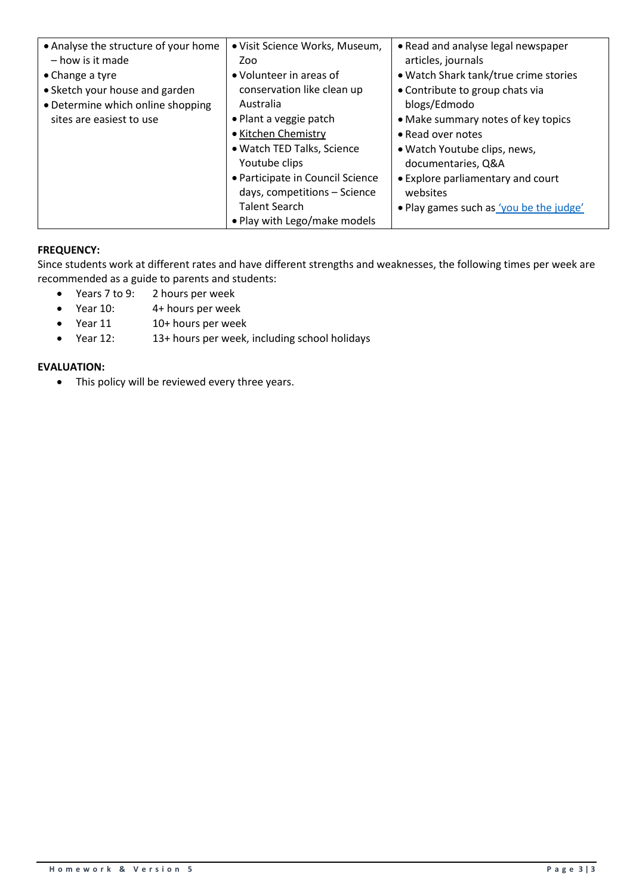| | | |
|---|---|---|
| • Analyse the structure of your home – how is it made<br>• Change a tyre<br>• Sketch your house and garden<br>• Determine which online shopping sites are easiest to use | • Visit Science Works, Museum, Zoo<br>• Volunteer in areas of conservation like clean up Australia<br>• Plant a veggie patch<br>• Kitchen Chemistry<br>• Watch TED Talks, Science Youtube clips<br>• Participate in Council Science days, competitions – Science Talent Search<br>• Play with Lego/make models | • Read and analyse legal newspaper articles, journals<br>• Watch Shark tank/true crime stories<br>• Contribute to group chats via blogs/Edmodo<br>• Make summary notes of key topics<br>• Read over notes<br>• Watch Youtube clips, news, documentaries, Q&A<br>• Explore parliamentary and court websites<br>• Play games such as 'you be the judge' |

**FREQUENCY:**

Since students work at different rates and have different strengths and weaknesses, the following times per week are recommended as a guide to parents and students:

- Years 7 to 9: 2 hours per week
- Year 10: 4+ hours per week
- Year 11 10+ hours per week
- Year 12: 13+ hours per week, including school holidays

**EVALUATION:**

- This policy will be reviewed every three years.